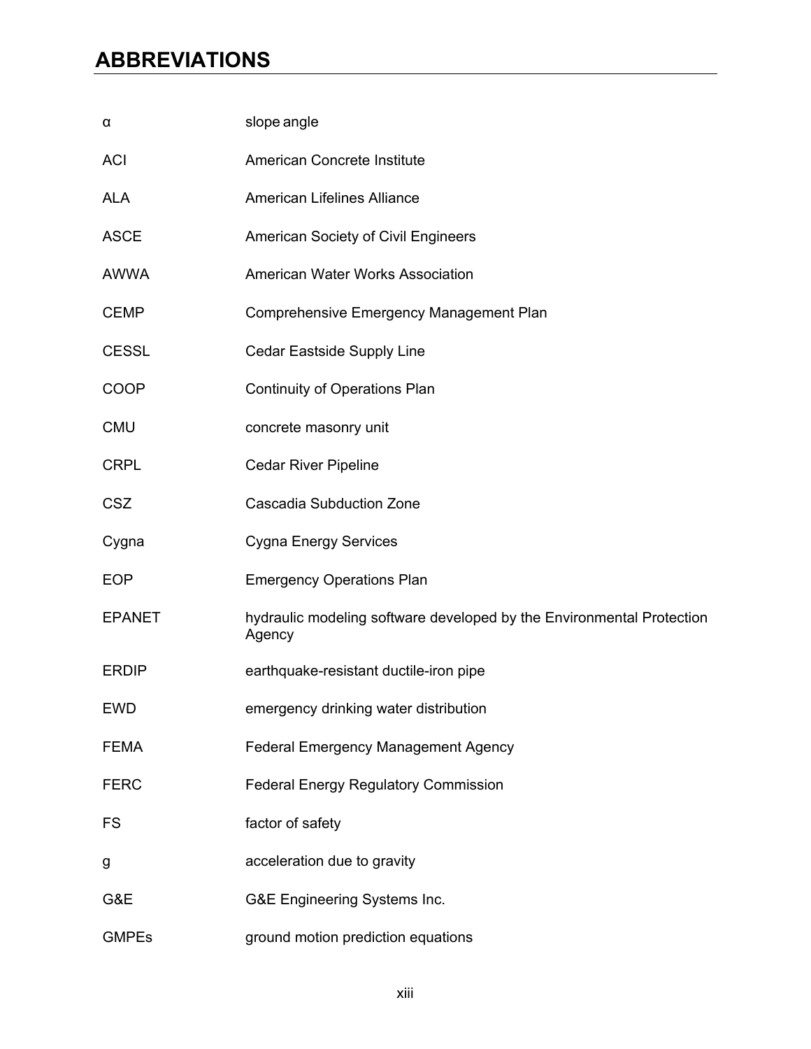# ABBREVIATIONS

| | |
|---|---|
| $\alpha$ | slope angle |
| ACI | American Concrete Institute |
| ALA | American Lifelines Alliance |
| ASCE | American Society of Civil Engineers |
| AWWA | American Water Works Association |
| CEMP | Comprehensive Emergency Management Plan |
| CESSL | Cedar Eastside Supply Line |
| COOP | Continuity of Operations Plan |
| CMU | concrete masonry unit |
| CRPL | Cedar River Pipeline |
| CSZ | Cascadia Subduction Zone |
| Cygna | Cygna Energy Services |
| EOP | Emergency Operations Plan |
| EPANET | hydraulic modeling software developed by the Environmental Protection Agency |
| ERDIP | earthquake-resistant ductile-iron pipe |
| EWD | emergency drinking water distribution |
| FEMA | Federal Emergency Management Agency |
| FERC | Federal Energy Regulatory Commission |
| FS | factor of safety |
| g | acceleration due to gravity |
| G&E | G&E Engineering Systems Inc. |
| GMPEs | ground motion prediction equations |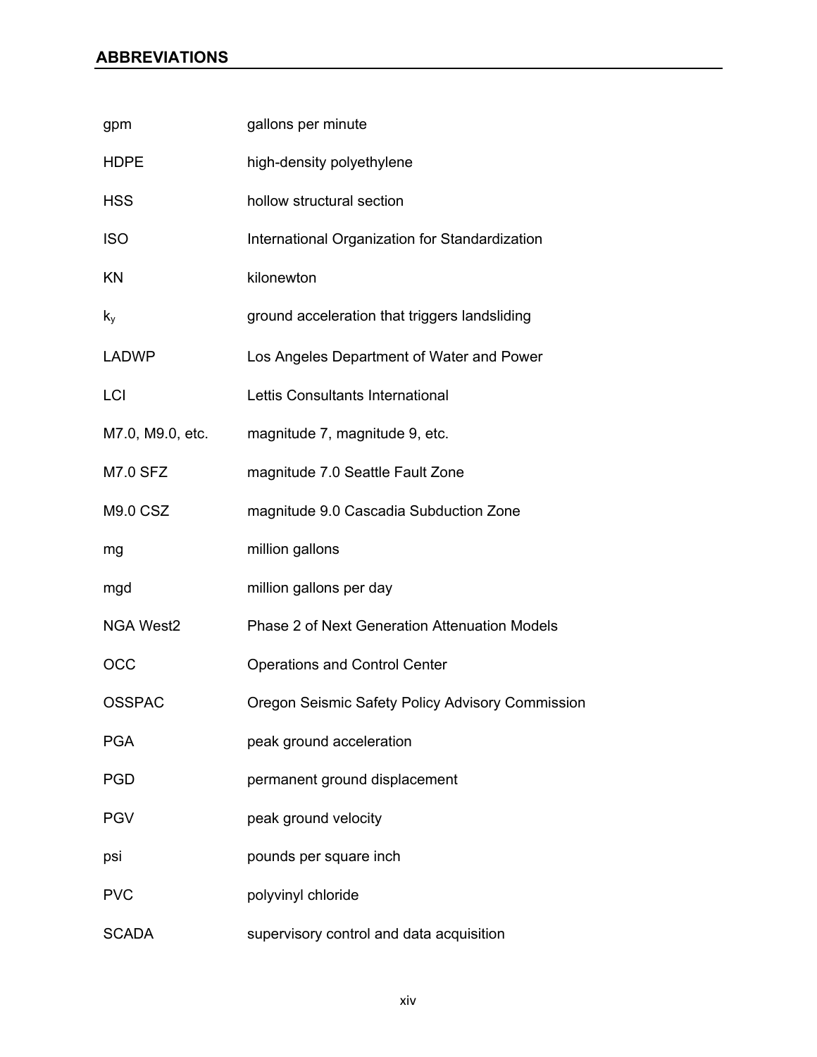## ABBREVIATIONS

| | |
|---|---|
| gpm | gallons per minute |
| HDPE | high-density polyethylene |
| HSS | hollow structural section |
| ISO | International Organization for Standardization |
| KN | kilonewton |
| $k_y$ | ground acceleration that triggers landsliding |
| LADWP | Los Angeles Department of Water and Power |
| LCI | Lettis Consultants International |
| M7.0, M9.0, etc. | magnitude 7, magnitude 9, etc. |
| M7.0 SFZ | magnitude 7.0 Seattle Fault Zone |
| M9.0 CSZ | magnitude 9.0 Cascadia Subduction Zone |
| mg | million gallons |
| mgd | million gallons per day |
| NGA West2 | Phase 2 of Next Generation Attenuation Models |
| OCC | Operations and Control Center |
| OSSPAC | Oregon Seismic Safety Policy Advisory Commission |
| PGA | peak ground acceleration |
| PGD | permanent ground displacement |
| PGV | peak ground velocity |
| psi | pounds per square inch |
| PVC | polyvinyl chloride |
| SCADA | supervisory control and data acquisition |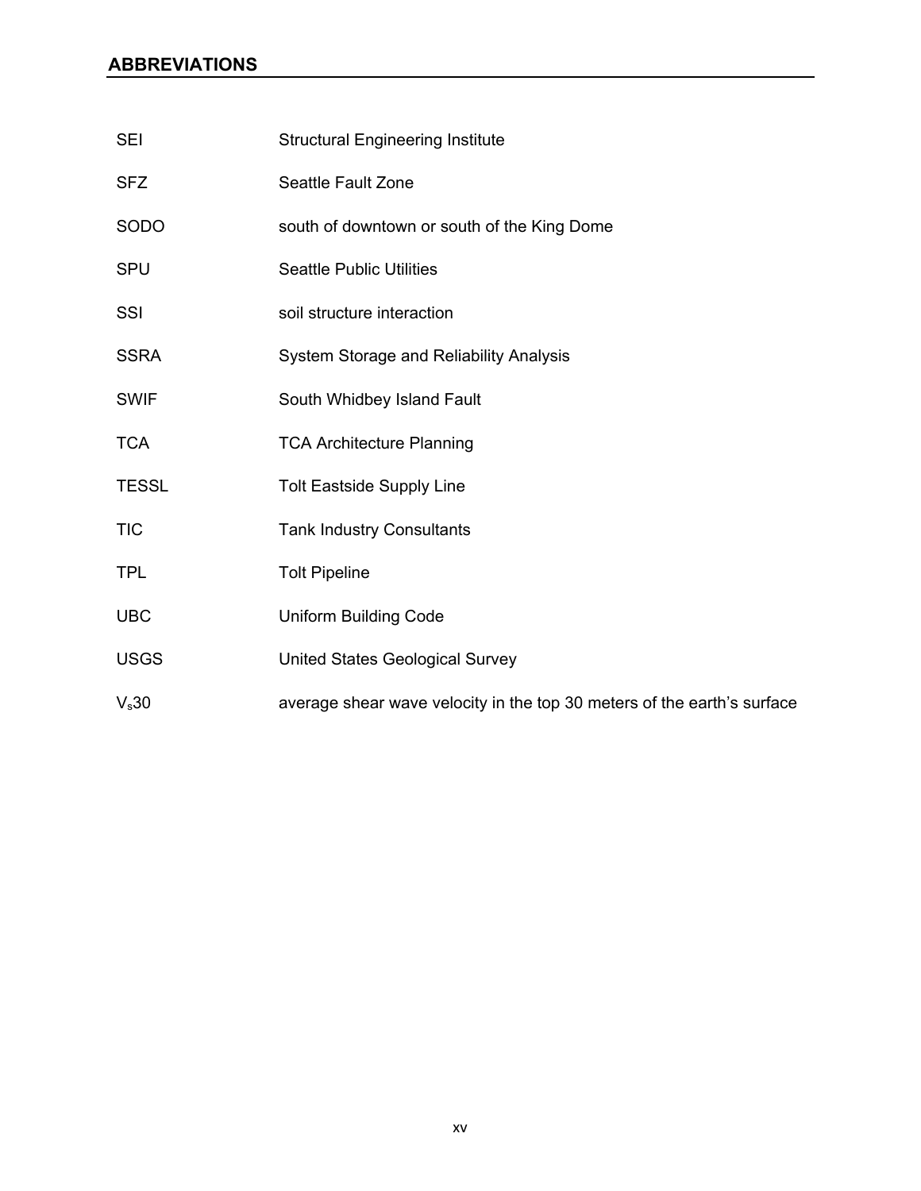## ABBREVIATIONS

| | |
|---|---|
| SEI | Structural Engineering Institute |
| SFZ | Seattle Fault Zone |
| SODO | south of downtown or south of the King Dome |
| SPU | Seattle Public Utilities |
| SSI | soil structure interaction |
| SSRA | System Storage and Reliability Analysis |
| SWIF | South Whidbey Island Fault |
| TCA | TCA Architecture Planning |
| TESSL | Tolt Eastside Supply Line |
| TIC | Tank Industry Consultants |
| TPL | Tolt Pipeline |
| UBC | Uniform Building Code |
| USGS | United States Geological Survey |
| $V_s30$ | average shear wave velocity in the top 30 meters of the earth's surface |